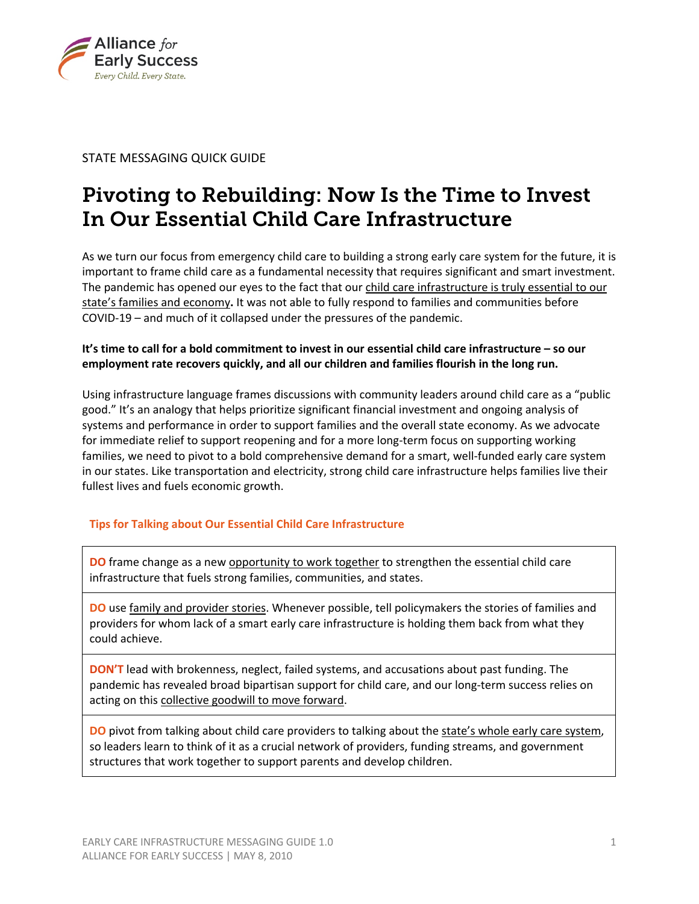Alliance for Early Success
*Every Child. Every State.*

STATE MESSAGING QUICK GUIDE

# Pivoting to Rebuilding: Now Is the Time to Invest In Our Essential Child Care Infrastructure

As we turn our focus from emergency child care to building a strong early care system for the future, it is important to frame child care as a fundamental necessity that requires significant and smart investment. The pandemic has opened our eyes to the fact that our child care infrastructure is truly essential to our state's families and economy**.** It was not able to fully respond to families and communities before COVID-19 – and much of it collapsed under the pressures of the pandemic.

**It's time to call for a bold commitment to invest in our essential child care infrastructure – so our employment rate recovers quickly, and all our children and families flourish in the long run.**

Using infrastructure language frames discussions with community leaders around child care as a "public good." It's an analogy that helps prioritize significant financial investment and ongoing analysis of systems and performance in order to support families and the overall state economy. As we advocate for immediate relief to support reopening and for a more long-term focus on supporting working families, we need to pivot to a bold comprehensive demand for a smart, well-funded early care system in our states. Like transportation and electricity, strong child care infrastructure helps families live their fullest lives and fuels economic growth.

### Tips for Talking about Our Essential Child Care Infrastructure

**DO** frame change as a new opportunity to work together to strengthen the essential child care infrastructure that fuels strong families, communities, and states.

**DO** use family and provider stories. Whenever possible, tell policymakers the stories of families and providers for whom lack of a smart early care infrastructure is holding them back from what they could achieve.

**DON'T** lead with brokenness, neglect, failed systems, and accusations about past funding. The pandemic has revealed broad bipartisan support for child care, and our long-term success relies on acting on this collective goodwill to move forward.

**DO** pivot from talking about child care providers to talking about the state's whole early care system, so leaders learn to think of it as a crucial network of providers, funding streams, and government structures that work together to support parents and develop children.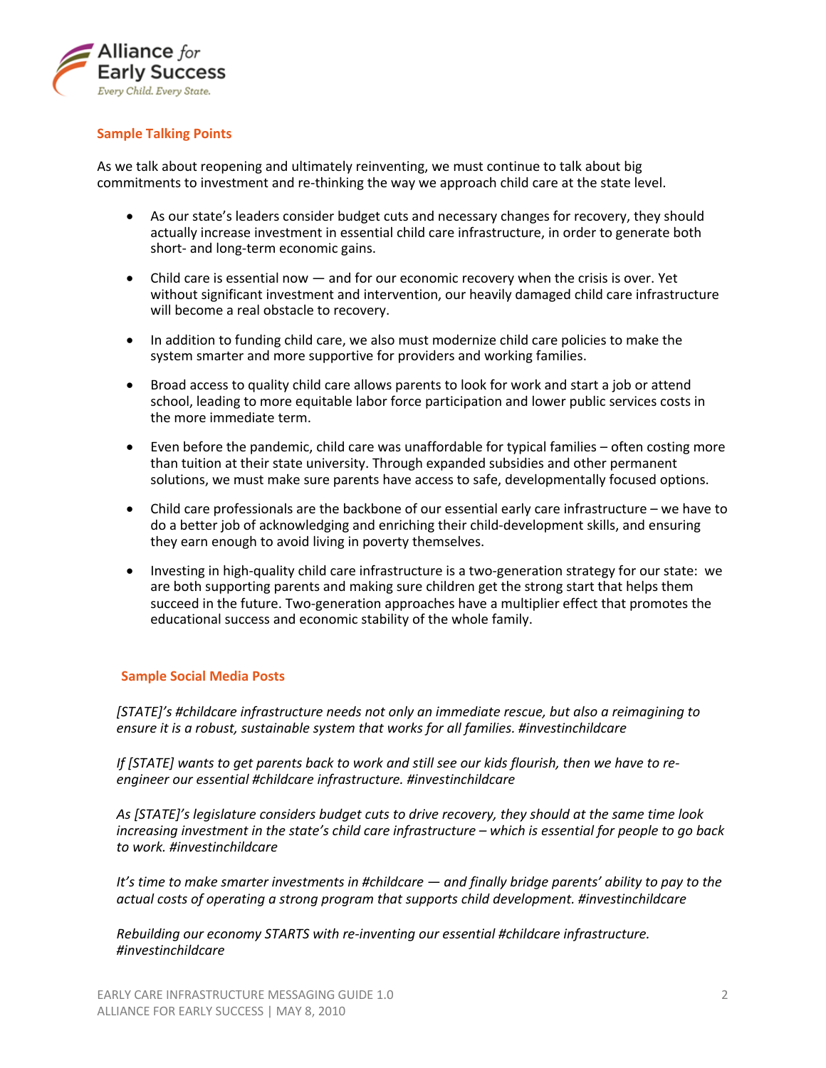## Sample Talking Points

As we talk about reopening and ultimately reinventing, we must continue to talk about big commitments to investment and re-thinking the way we approach child care at the state level.

- As our state's leaders consider budget cuts and necessary changes for recovery, they should actually increase investment in essential child care infrastructure, in order to generate both short- and long-term economic gains.
- Child care is essential now — and for our economic recovery when the crisis is over. Yet without significant investment and intervention, our heavily damaged child care infrastructure will become a real obstacle to recovery.
- In addition to funding child care, we also must modernize child care policies to make the system smarter and more supportive for providers and working families.
- Broad access to quality child care allows parents to look for work and start a job or attend school, leading to more equitable labor force participation and lower public services costs in the more immediate term.
- Even before the pandemic, child care was unaffordable for typical families – often costing more than tuition at their state university. Through expanded subsidies and other permanent solutions, we must make sure parents have access to safe, developmentally focused options.
- Child care professionals are the backbone of our essential early care infrastructure – we have to do a better job of acknowledging and enriching their child-development skills, and ensuring they earn enough to avoid living in poverty themselves.
- Investing in high-quality child care infrastructure is a two-generation strategy for our state: we are both supporting parents and making sure children get the strong start that helps them succeed in the future. Two-generation approaches have a multiplier effect that promotes the educational success and economic stability of the whole family.

## Sample Social Media Posts

*[STATE]'s #childcare infrastructure needs not only an immediate rescue, but also a reimagining to ensure it is a robust, sustainable system that works for all families. #investinchildcare*

*If [STATE] wants to get parents back to work and still see our kids flourish, then we have to re-engineer our essential #childcare infrastructure. #investinchildcare*

*As [STATE]'s legislature considers budget cuts to drive recovery, they should at the same time look increasing investment in the state's child care infrastructure – which is essential for people to go back to work. #investinchildcare*

*It's time to make smarter investments in #childcare — and finally bridge parents' ability to pay to the actual costs of operating a strong program that supports child development. #investinchildcare*

*Rebuilding our economy STARTS with re-inventing our essential #childcare infrastructure. #investinchildcare*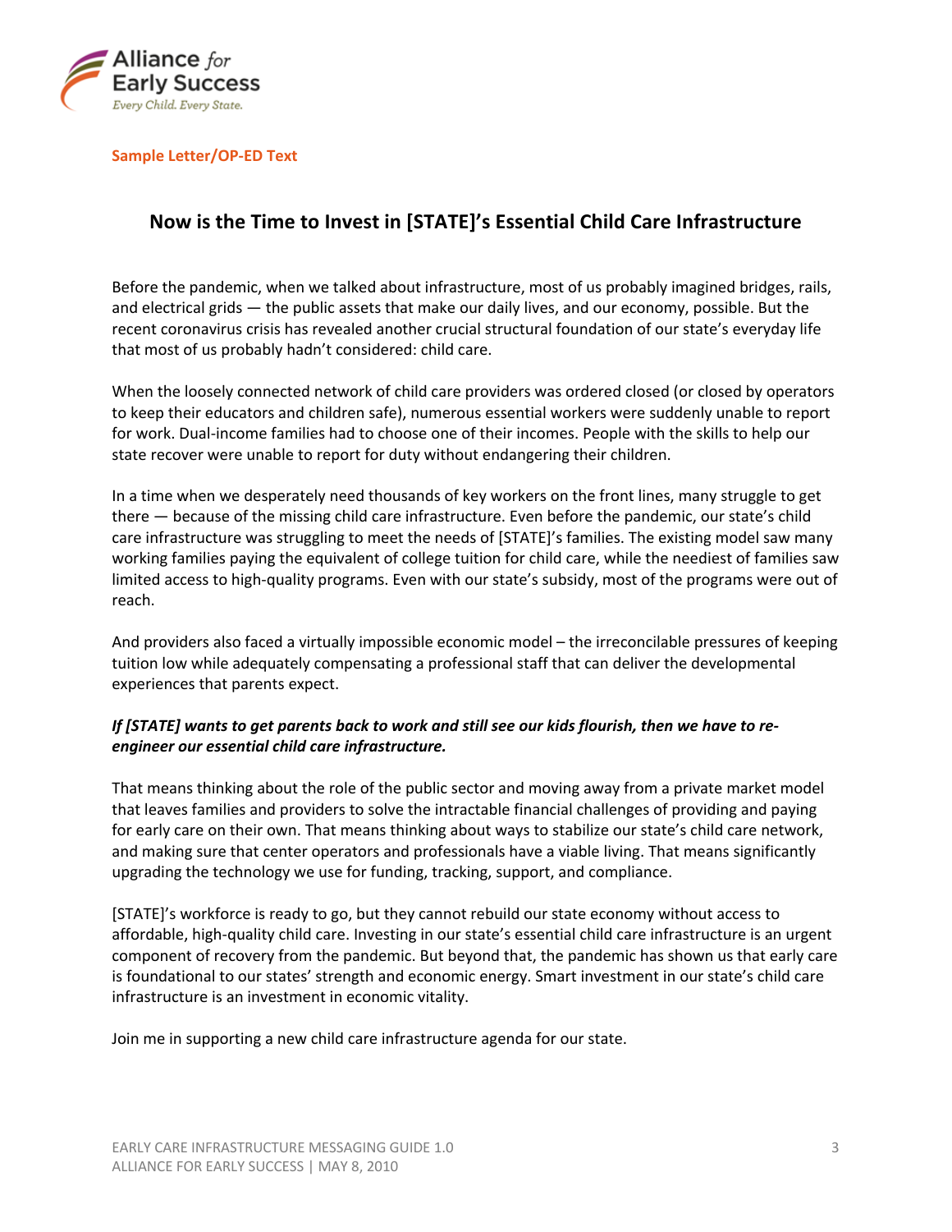**Sample Letter/OP-ED Text**

## Now is the Time to Invest in [STATE]'s Essential Child Care Infrastructure

Before the pandemic, when we talked about infrastructure, most of us probably imagined bridges, rails, and electrical grids — the public assets that make our daily lives, and our economy, possible. But the recent coronavirus crisis has revealed another crucial structural foundation of our state's everyday life that most of us probably hadn't considered: child care.

When the loosely connected network of child care providers was ordered closed (or closed by operators to keep their educators and children safe), numerous essential workers were suddenly unable to report for work. Dual-income families had to choose one of their incomes. People with the skills to help our state recover were unable to report for duty without endangering their children.

In a time when we desperately need thousands of key workers on the front lines, many struggle to get there — because of the missing child care infrastructure. Even before the pandemic, our state's child care infrastructure was struggling to meet the needs of [STATE]'s families. The existing model saw many working families paying the equivalent of college tuition for child care, while the neediest of families saw limited access to high-quality programs. Even with our state's subsidy, most of the programs were out of reach.

And providers also faced a virtually impossible economic model – the irreconcilable pressures of keeping tuition low while adequately compensating a professional staff that can deliver the developmental experiences that parents expect.

***If [STATE] wants to get parents back to work and still see our kids flourish, then we have to re-engineer our essential child care infrastructure.***

That means thinking about the role of the public sector and moving away from a private market model that leaves families and providers to solve the intractable financial challenges of providing and paying for early care on their own. That means thinking about ways to stabilize our state's child care network, and making sure that center operators and professionals have a viable living. That means significantly upgrading the technology we use for funding, tracking, support, and compliance.

[STATE]'s workforce is ready to go, but they cannot rebuild our state economy without access to affordable, high-quality child care. Investing in our state's essential child care infrastructure is an urgent component of recovery from the pandemic. But beyond that, the pandemic has shown us that early care is foundational to our states' strength and economic energy. Smart investment in our state's child care infrastructure is an investment in economic vitality.

Join me in supporting a new child care infrastructure agenda for our state.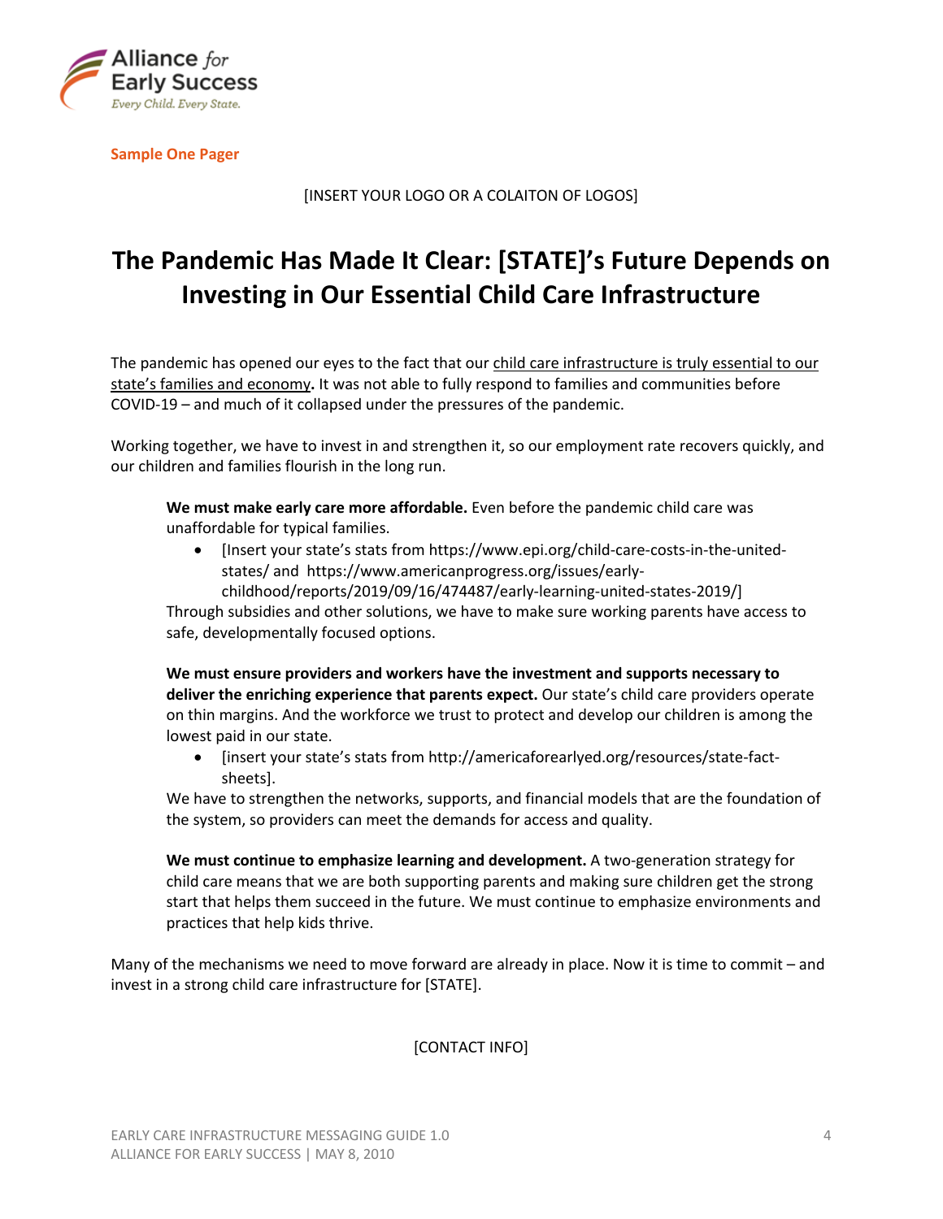Alliance for Early Success
Every Child. Every State.

**Sample One Pager**

[INSERT YOUR LOGO OR A COLAITON OF LOGOS]

# The Pandemic Has Made It Clear: [STATE]'s Future Depends on Investing in Our Essential Child Care Infrastructure

The pandemic has opened our eyes to the fact that our child care infrastructure is truly essential to our state's families and economy**.** It was not able to fully respond to families and communities before COVID-19 – and much of it collapsed under the pressures of the pandemic.

Working together, we have to invest in and strengthen it, so our employment rate recovers quickly, and our children and families flourish in the long run.

**We must make early care more affordable.** Even before the pandemic child care was unaffordable for typical families.

- [Insert your state's stats from https://www.epi.org/child-care-costs-in-the-united-states/ and https://www.americanprogress.org/issues/early-childhood/reports/2019/09/16/474487/early-learning-united-states-2019/]

Through subsidies and other solutions, we have to make sure working parents have access to safe, developmentally focused options.

**We must ensure providers and workers have the investment and supports necessary to deliver the enriching experience that parents expect.** Our state's child care providers operate on thin margins. And the workforce we trust to protect and develop our children is among the lowest paid in our state.

- [insert your state's stats from http://americaforearlyed.org/resources/state-fact-sheets].

We have to strengthen the networks, supports, and financial models that are the foundation of the system, so providers can meet the demands for access and quality.

**We must continue to emphasize learning and development.** A two-generation strategy for child care means that we are both supporting parents and making sure children get the strong start that helps them succeed in the future. We must continue to emphasize environments and practices that help kids thrive.

Many of the mechanisms we need to move forward are already in place. Now it is time to commit – and invest in a strong child care infrastructure for [STATE].

[CONTACT INFO]